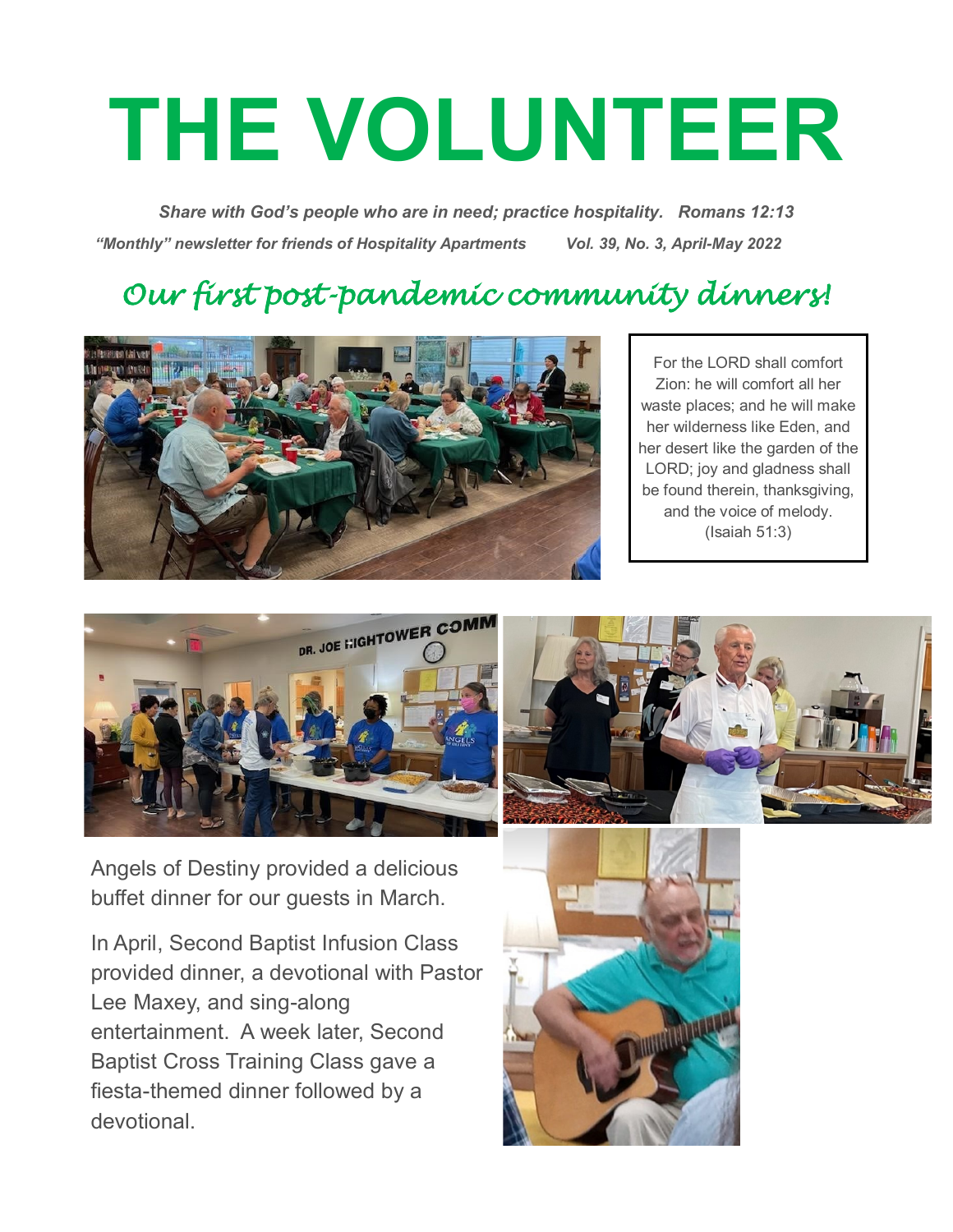# THE VOLUNTEER

***Share with God's people who are in need; practice hospitality. Romans 12:13***

***"Monthly" newsletter for friends of Hospitality Apartments    Vol. 39, No. 3, April-May 2022***

## *Our first post-pandemic community dinners!*

For the LORD shall comfort Zion: he will comfort all her waste places; and he will make her wilderness like Eden, and her desert like the garden of the LORD; joy and gladness shall be found therein, thanksgiving, and the voice of melody. (Isaiah 51:3)

Angels of Destiny provided a delicious buffet dinner for our guests in March.

In April, Second Baptist Infusion Class provided dinner, a devotional with Pastor Lee Maxey, and sing-along entertainment. A week later, Second Baptist Cross Training Class gave a fiesta-themed dinner followed by a devotional.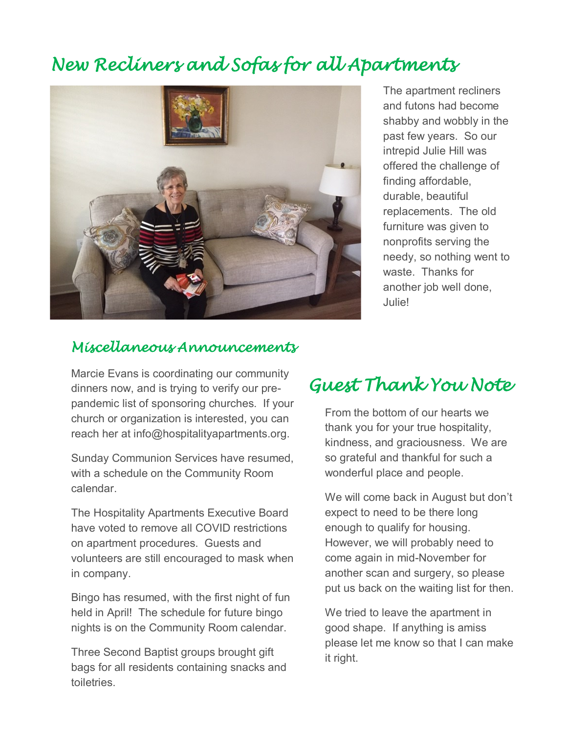# New Recliners and Sofas for all Apartments

The apartment recliners and futons had become shabby and wobbly in the past few years. So our intrepid Julie Hill was offered the challenge of finding affordable, durable, beautiful replacements. The old furniture was given to nonprofits serving the needy, so nothing went to waste. Thanks for another job well done, Julie!

## Miscellaneous Announcements

Marcie Evans is coordinating our community dinners now, and is trying to verify our pre-pandemic list of sponsoring churches. If your church or organization is interested, you can reach her at info@hospitalityapartments.org.

Sunday Communion Services have resumed, with a schedule on the Community Room calendar.

The Hospitality Apartments Executive Board have voted to remove all COVID restrictions on apartment procedures. Guests and volunteers are still encouraged to mask when in company.

Bingo has resumed, with the first night of fun held in April! The schedule for future bingo nights is on the Community Room calendar.

Three Second Baptist groups brought gift bags for all residents containing snacks and toiletries.

# Guest Thank You Note

From the bottom of our hearts we thank you for your true hospitality, kindness, and graciousness. We are so grateful and thankful for such a wonderful place and people.

We will come back in August but don't expect to need to be there long enough to qualify for housing. However, we will probably need to come again in mid-November for another scan and surgery, so please put us back on the waiting list for then.

We tried to leave the apartment in good shape. If anything is amiss please let me know so that I can make it right.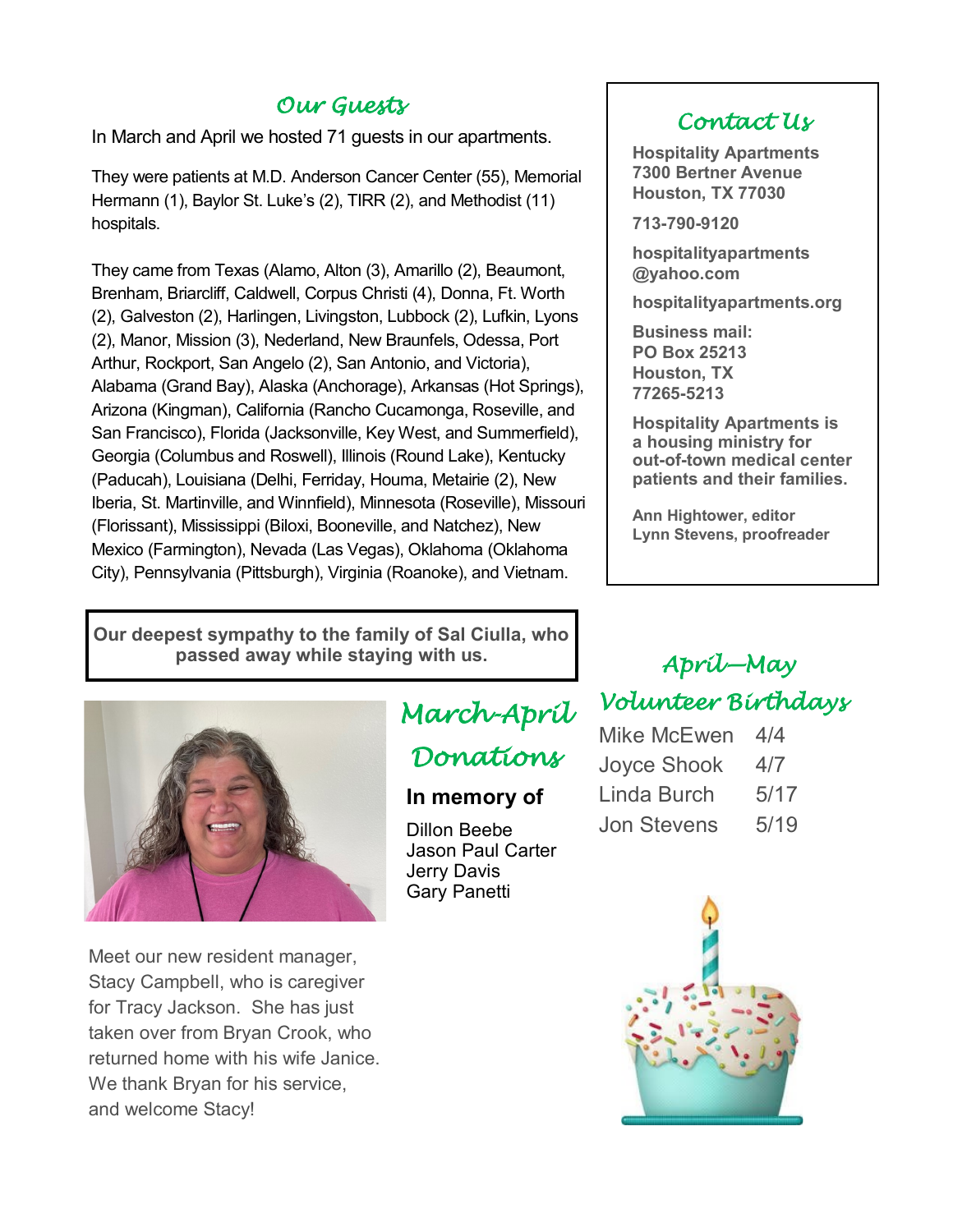## Our Guests

In March and April we hosted 71 guests in our apartments.

They were patients at M.D. Anderson Cancer Center (55), Memorial Hermann (1), Baylor St. Luke's (2), TIRR (2), and Methodist (11) hospitals.

They came from Texas (Alamo, Alton (3), Amarillo (2), Beaumont, Brenham, Briarcliff, Caldwell, Corpus Christi (4), Donna, Ft. Worth (2), Galveston (2), Harlingen, Livingston, Lubbock (2), Lufkin, Lyons (2), Manor, Mission (3), Nederland, New Braunfels, Odessa, Port Arthur, Rockport, San Angelo (2), San Antonio, and Victoria), Alabama (Grand Bay), Alaska (Anchorage), Arkansas (Hot Springs), Arizona (Kingman), California (Rancho Cucamonga, Roseville, and San Francisco), Florida (Jacksonville, Key West, and Summerfield), Georgia (Columbus and Roswell), Illinois (Round Lake), Kentucky (Paducah), Louisiana (Delhi, Ferriday, Houma, Metairie (2), New Iberia, St. Martinville, and Winnfield), Minnesota (Roseville), Missouri (Florissant), Mississippi (Biloxi, Booneville, and Natchez), New Mexico (Farmington), Nevada (Las Vegas), Oklahoma (Oklahoma City), Pennsylvania (Pittsburgh), Virginia (Roanoke), and Vietnam.

## Contact Us

**Hospitality Apartments**
**7300 Bertner Avenue**
**Houston, TX 77030**

**713-790-9120**

**hospitalityapartments@yahoo.com**

**hospitalityapartments.org**

**Business mail:**
**PO Box 25213**
**Houston, TX**
**77265-5213**

**Hospitality Apartments is a housing ministry for out-of-town medical center patients and their families.**

**Ann Hightower, editor**
**Lynn Stevens, proofreader**

**Our deepest sympathy to the family of Sal Ciulla, who passed away while staying with us.**

Meet our new resident manager, Stacy Campbell, who is caregiver for Tracy Jackson. She has just taken over from Bryan Crook, who returned home with his wife Janice. We thank Bryan for his service, and welcome Stacy!

## March-April Donations

### In memory of

Dillon Beebe
Jason Paul Carter
Jerry Davis
Gary Panetti

## April—May Volunteer Birthdays

| | |
|---|---|
| Mike McEwen | 4/4 |
| Joyce Shook | 4/7 |
| Linda Burch | 5/17 |
| Jon Stevens | 5/19 |